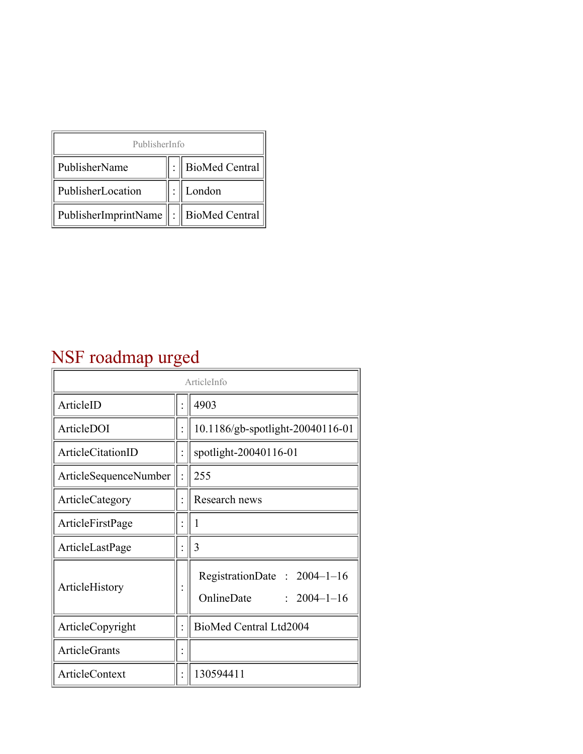| PublisherInfo | | |
|---|---|---|
| PublisherName | : | BioMed Central |
| PublisherLocation | : | London |
| PublisherImprintName | : | BioMed Central |

# NSF roadmap urged

| ArticleInfo | | |
|---|---|---|
| ArticleID | : | 4903 |
| ArticleDOI | : | 10.1186/gb-spotlight-20040116-01 |
| ArticleCitationID | : | spotlight-20040116-01 |
| ArticleSequenceNumber | : | 255 |
| ArticleCategory | : | Research news |
| ArticleFirstPage | : | 1 |
| ArticleLastPage | : | 3 |
| ArticleHistory | : | RegistrationDate : 2004–1–16<br>OnlineDate : 2004–1–16 |
| ArticleCopyright | : | BioMed Central Ltd2004 |
| ArticleGrants | : | |
| ArticleContext | : | 130594411 |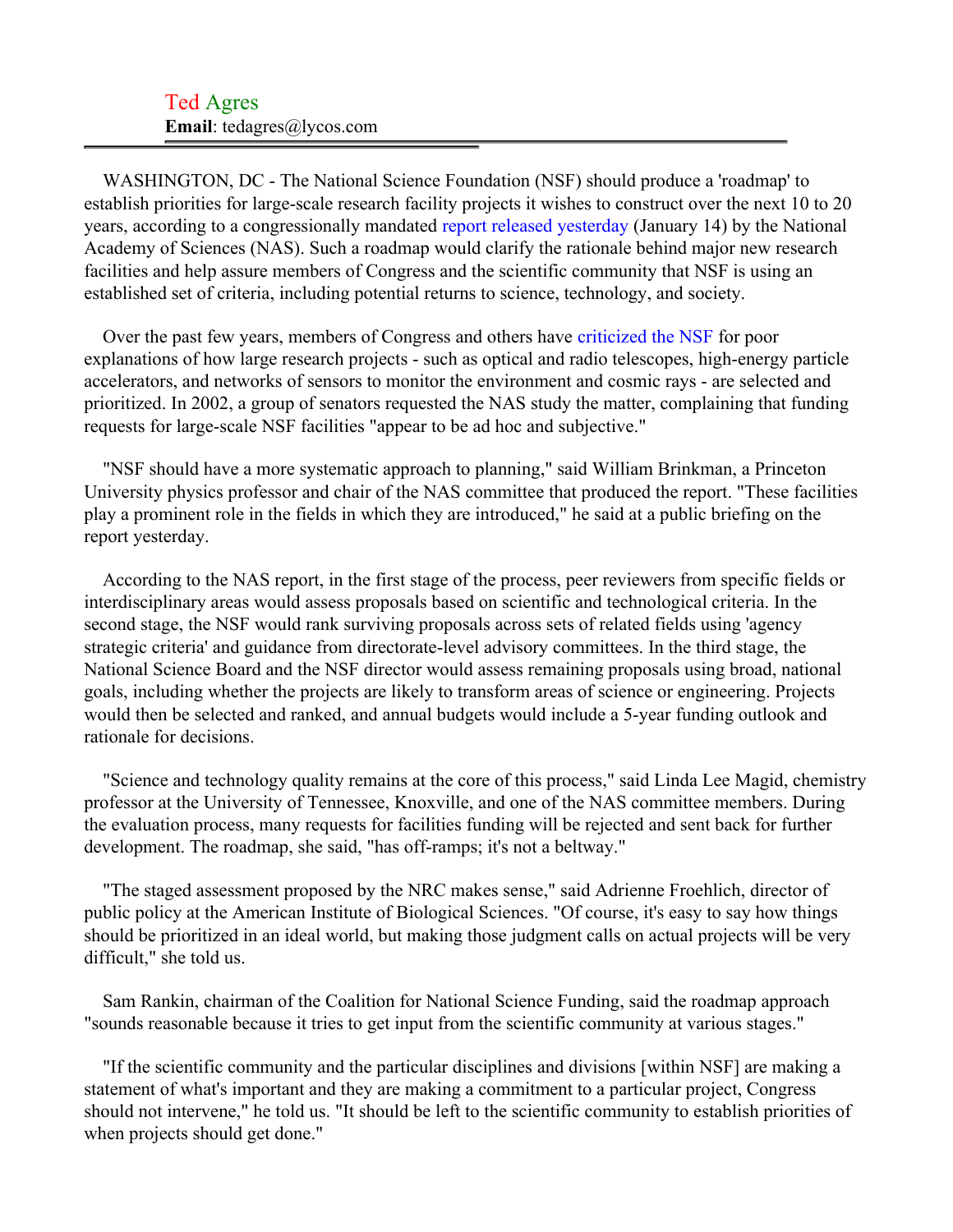Ted Agres
**Email**: tedagres@lycos.com

---

WASHINGTON, DC - The National Science Foundation (NSF) should produce a 'roadmap' to establish priorities for large-scale research facility projects it wishes to construct over the next 10 to 20 years, according to a congressionally mandated report released yesterday (January 14) by the National Academy of Sciences (NAS). Such a roadmap would clarify the rationale behind major new research facilities and help assure members of Congress and the scientific community that NSF is using an established set of criteria, including potential returns to science, technology, and society.

Over the past few years, members of Congress and others have criticized the NSF for poor explanations of how large research projects - such as optical and radio telescopes, high-energy particle accelerators, and networks of sensors to monitor the environment and cosmic rays - are selected and prioritized. In 2002, a group of senators requested the NAS study the matter, complaining that funding requests for large-scale NSF facilities "appear to be ad hoc and subjective."

"NSF should have a more systematic approach to planning," said William Brinkman, a Princeton University physics professor and chair of the NAS committee that produced the report. "These facilities play a prominent role in the fields in which they are introduced," he said at a public briefing on the report yesterday.

According to the NAS report, in the first stage of the process, peer reviewers from specific fields or interdisciplinary areas would assess proposals based on scientific and technological criteria. In the second stage, the NSF would rank surviving proposals across sets of related fields using 'agency strategic criteria' and guidance from directorate-level advisory committees. In the third stage, the National Science Board and the NSF director would assess remaining proposals using broad, national goals, including whether the projects are likely to transform areas of science or engineering. Projects would then be selected and ranked, and annual budgets would include a 5-year funding outlook and rationale for decisions.

"Science and technology quality remains at the core of this process," said Linda Lee Magid, chemistry professor at the University of Tennessee, Knoxville, and one of the NAS committee members. During the evaluation process, many requests for facilities funding will be rejected and sent back for further development. The roadmap, she said, "has off-ramps; it's not a beltway."

"The staged assessment proposed by the NRC makes sense," said Adrienne Froehlich, director of public policy at the American Institute of Biological Sciences. "Of course, it's easy to say how things should be prioritized in an ideal world, but making those judgment calls on actual projects will be very difficult," she told us.

Sam Rankin, chairman of the Coalition for National Science Funding, said the roadmap approach "sounds reasonable because it tries to get input from the scientific community at various stages."

"If the scientific community and the particular disciplines and divisions [within NSF] are making a statement of what's important and they are making a commitment to a particular project, Congress should not intervene," he told us. "It should be left to the scientific community to establish priorities of when projects should get done."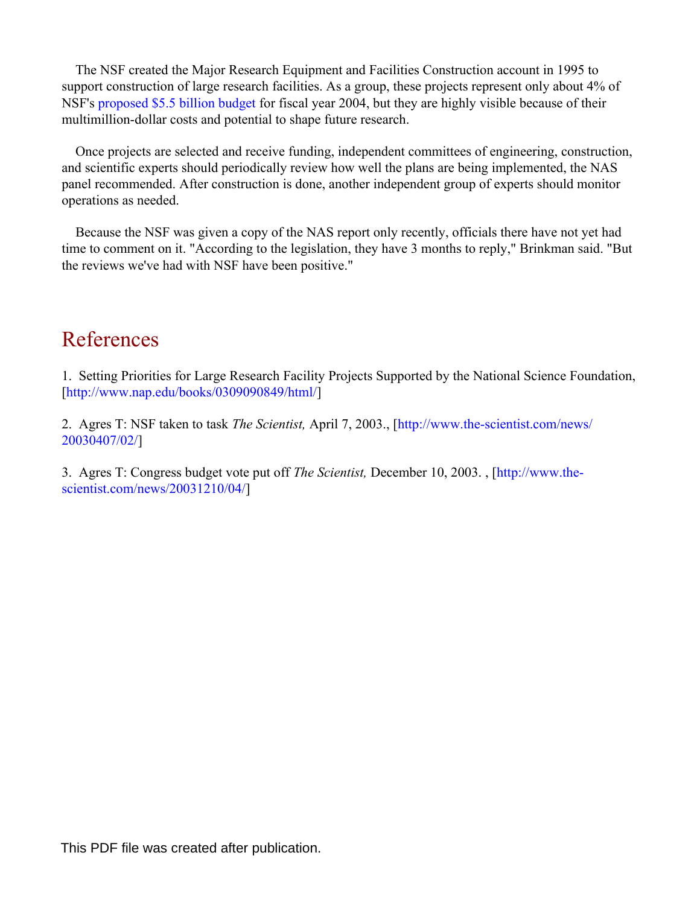The NSF created the Major Research Equipment and Facilities Construction account in 1995 to support construction of large research facilities. As a group, these projects represent only about 4% of NSF's proposed $5.5 billion budget for fiscal year 2004, but they are highly visible because of their multimillion-dollar costs and potential to shape future research.

Once projects are selected and receive funding, independent committees of engineering, construction, and scientific experts should periodically review how well the plans are being implemented, the NAS panel recommended. After construction is done, another independent group of experts should monitor operations as needed.

Because the NSF was given a copy of the NAS report only recently, officials there have not yet had time to comment on it. "According to the legislation, they have 3 months to reply," Brinkman said. "But the reviews we've had with NSF have been positive."

## References

1. Setting Priorities for Large Research Facility Projects Supported by the National Science Foundation, [http://www.nap.edu/books/0309090849/html/]

2. Agres T: NSF taken to task *The Scientist,* April 7, 2003., [http://www.the-scientist.com/news/20030407/02/]

3. Agres T: Congress budget vote put off *The Scientist,* December 10, 2003. , [http://www.the-scientist.com/news/20031210/04/]

This PDF file was created after publication.